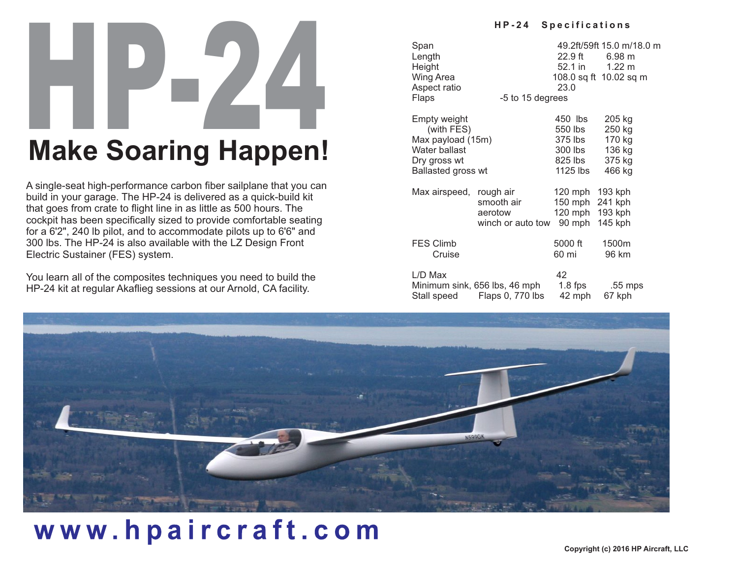# HP-24

## Make Soaring Happen!

A single-seat high-performance carbon fiber sailplane that you can build in your garage. The HP-24 is delivered as a quick-build kit that goes from crate to flight line in as little as 500 hours. The cockpit has been specifically sized to provide comfortable seating for a 6'2", 240 lb pilot, and to accommodate pilots up to 6'6" and 300 lbs. The HP-24 is also available with the LZ Design Front Electric Sustainer (FES) system.

You learn all of the composites techniques you need to build the HP-24 kit at regular Akaflieg sessions at our Arnold, CA facility.

### HP-24 Specifications

| | | | |
|---|---|---|---|
| Span | | 49.2ft/59ft | 15.0 m/18.0 m |
| Length | | 22.9 ft | 6.98 m |
| Height | | 52.1 in | 1.22 m |
| Wing Area | | 108.0 sq ft | 10.02 sq m |
| Aspect ratio | | 23.0 | |
| Flaps | -5 to 15 degrees | | |
| Empty weight | | 450 lbs | 205 kg |
| (with FES) | | 550 lbs | 250 kg |
| Max payload (15m) | | 375 lbs | 170 kg |
| Water ballast | | 300 lbs | 136 kg |
| Dry gross wt | | 825 lbs | 375 kg |
| Ballasted gross wt | | 1125 lbs | 466 kg |
| Max airspeed, | rough air | 120 mph | 193 kph |
| | smooth air | 150 mph | 241 kph |
| | aerotow | 120 mph | 193 kph |
| | winch or auto tow | 90 mph | 145 kph |
| FES Climb | | 5000 ft | 1500m |
| Cruise | | 60 mi | 96 km |
| L/D Max | | 42 | |
| Minimum sink, 656 lbs, 46 mph | | 1.8 fps | .55 mps |
| Stall speed | Flaps 0, 770 lbs | 42 mph | 67 kph |

www.hpaircraft.com

Copyright (c) 2016 HP Aircraft, LLC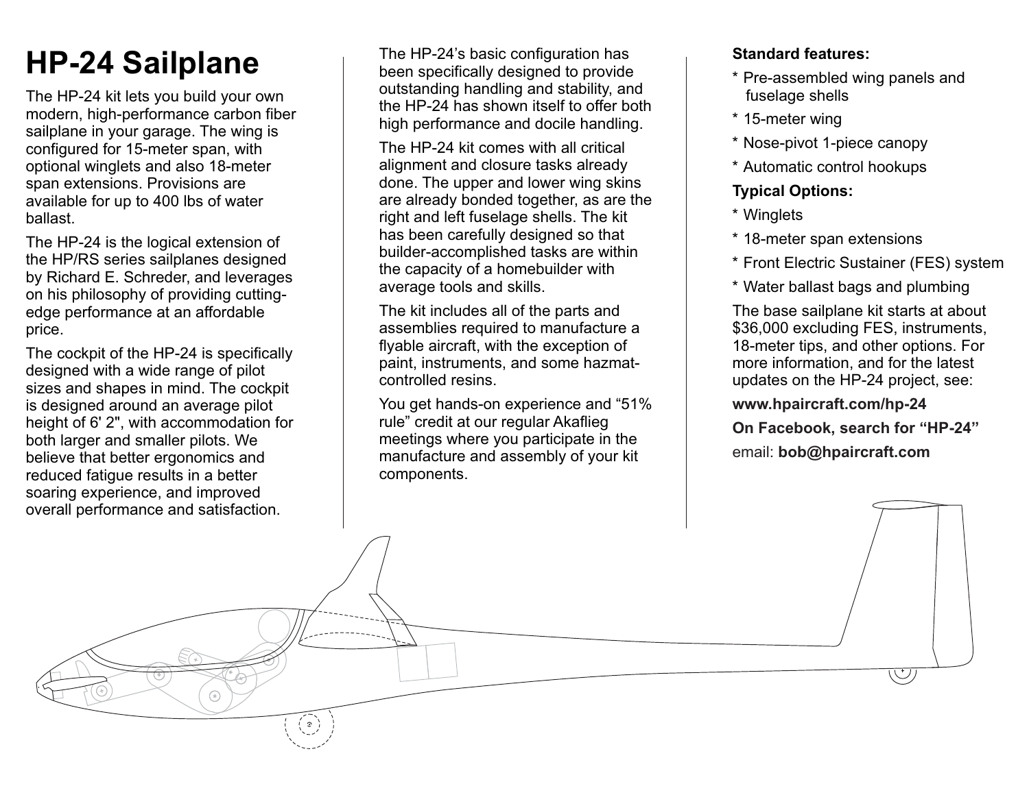# HP-24 Sailplane

The HP-24 kit lets you build your own modern, high-performance carbon fiber sailplane in your garage. The wing is configured for 15-meter span, with optional winglets and also 18-meter span extensions. Provisions are available for up to 400 lbs of water ballast.

The HP-24 is the logical extension of the HP/RS series sailplanes designed by Richard E. Schreder, and leverages on his philosophy of providing cutting-edge performance at an affordable price.

The cockpit of the HP-24 is specifically designed with a wide range of pilot sizes and shapes in mind. The cockpit is designed around an average pilot height of 6' 2", with accommodation for both larger and smaller pilots. We believe that better ergonomics and reduced fatigue results in a better soaring experience, and improved overall performance and satisfaction.

The HP-24's basic configuration has been specifically designed to provide outstanding handling and stability, and the HP-24 has shown itself to offer both high performance and docile handling.

The HP-24 kit comes with all critical alignment and closure tasks already done. The upper and lower wing skins are already bonded together, as are the right and left fuselage shells. The kit has been carefully designed so that builder-accomplished tasks are within the capacity of a homebuilder with average tools and skills.

The kit includes all of the parts and assemblies required to manufacture a flyable aircraft, with the exception of paint, instruments, and some hazmat-controlled resins.

You get hands-on experience and "51% rule" credit at our regular Akaflieg meetings where you participate in the manufacture and assembly of your kit components.

**Standard features:**

* Pre-assembled wing panels and fuselage shells
* 15-meter wing
* Nose-pivot 1-piece canopy
* Automatic control hookups

**Typical Options:**

* Winglets
* 18-meter span extensions
* Front Electric Sustainer (FES) system
* Water ballast bags and plumbing

The base sailplane kit starts at about $36,000 excluding FES, instruments, 18-meter tips, and other options. For more information, and for the latest updates on the HP-24 project, see:

**www.hpaircraft.com/hp-24**

**On Facebook, search for "HP-24"**

email: **bob@hpaircraft.com**